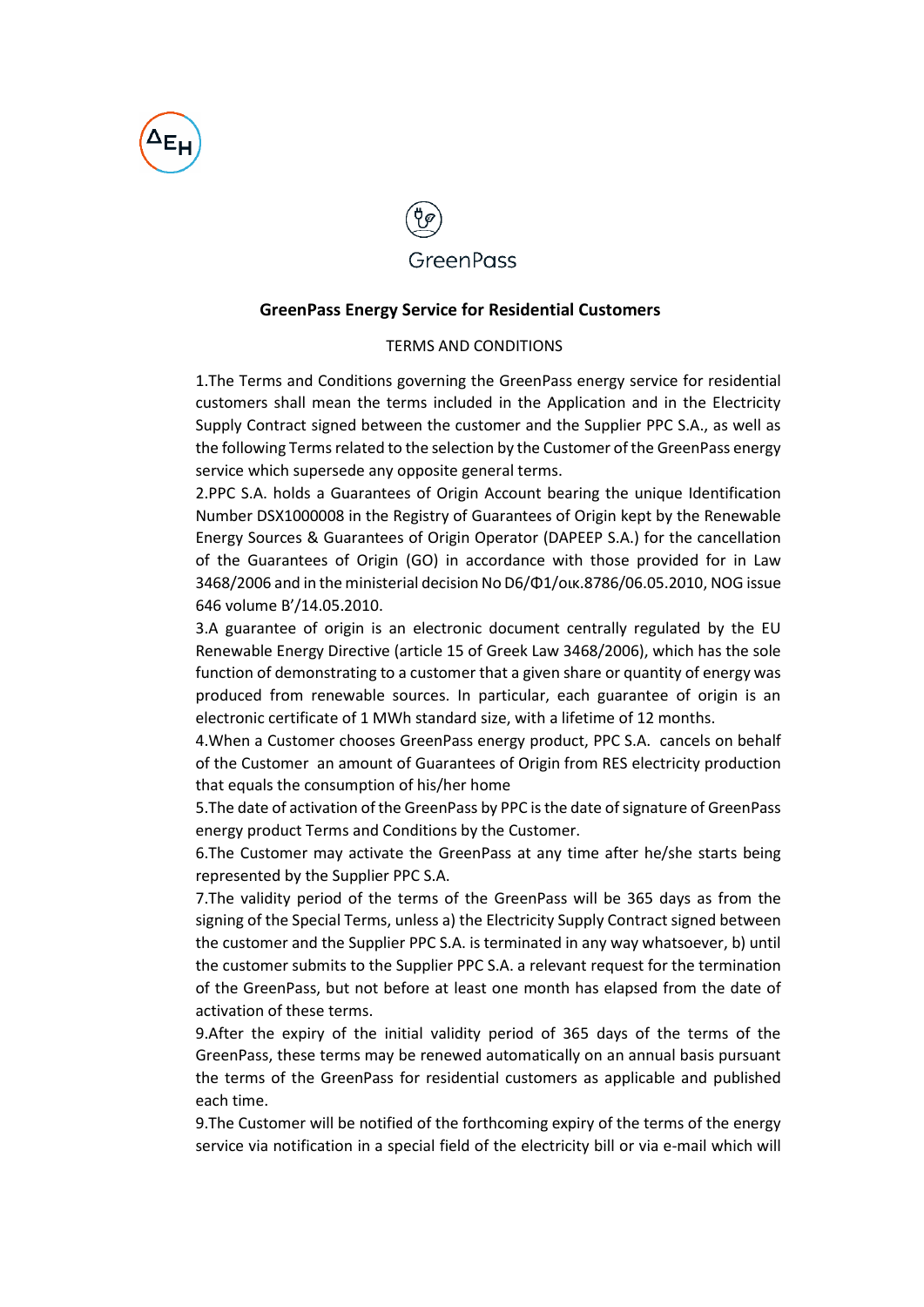GreenPass

## GreenPass Energy Service for Residential Customers

TERMS AND CONDITIONS

1.The Terms and Conditions governing the GreenPass energy service for residential customers shall mean the terms included in the Application and in the Electricity Supply Contract signed between the customer and the Supplier PPC S.A., as well as the following Terms related to the selection by the Customer of the GreenPass energy service which supersede any opposite general terms.

2.PPC S.A. holds a Guarantees of Origin Account bearing the unique Identification Number DSX1000008 in the Registry of Guarantees of Origin kept by the Renewable Energy Sources & Guarantees of Origin Operator (DAPEEP S.A.) for the cancellation of the Guarantees of Origin (GO) in accordance with those provided for in Law 3468/2006 and in the ministerial decision No D6/Φ1/οικ.8786/06.05.2010, NOG issue 646 volume B'/14.05.2010.

3.A guarantee of origin is an electronic document centrally regulated by the EU Renewable Energy Directive (article 15 of Greek Law 3468/2006), which has the sole function of demonstrating to a customer that a given share or quantity of energy was produced from renewable sources. In particular, each guarantee of origin is an electronic certificate of 1 MWh standard size, with a lifetime of 12 months.

4.When a Customer chooses GreenPass energy product, PPC S.A. cancels on behalf of the Customer an amount of Guarantees of Origin from RES electricity production that equals the consumption of his/her home

5.The date of activation of the GreenPass by PPC is the date of signature of GreenPass energy product Terms and Conditions by the Customer.

6.The Customer may activate the GreenPass at any time after he/she starts being represented by the Supplier PPC S.A.

7.The validity period of the terms of the GreenPass will be 365 days as from the signing of the Special Terms, unless a) the Electricity Supply Contract signed between the customer and the Supplier PPC S.A. is terminated in any way whatsoever, b) until the customer submits to the Supplier PPC S.A. a relevant request for the termination of the GreenPass, but not before at least one month has elapsed from the date of activation of these terms.

9.After the expiry of the initial validity period of 365 days of the terms of the GreenPass, these terms may be renewed automatically on an annual basis pursuant the terms of the GreenPass for residential customers as applicable and published each time.

9.The Customer will be notified of the forthcoming expiry of the terms of the energy service via notification in a special field of the electricity bill or via e-mail which will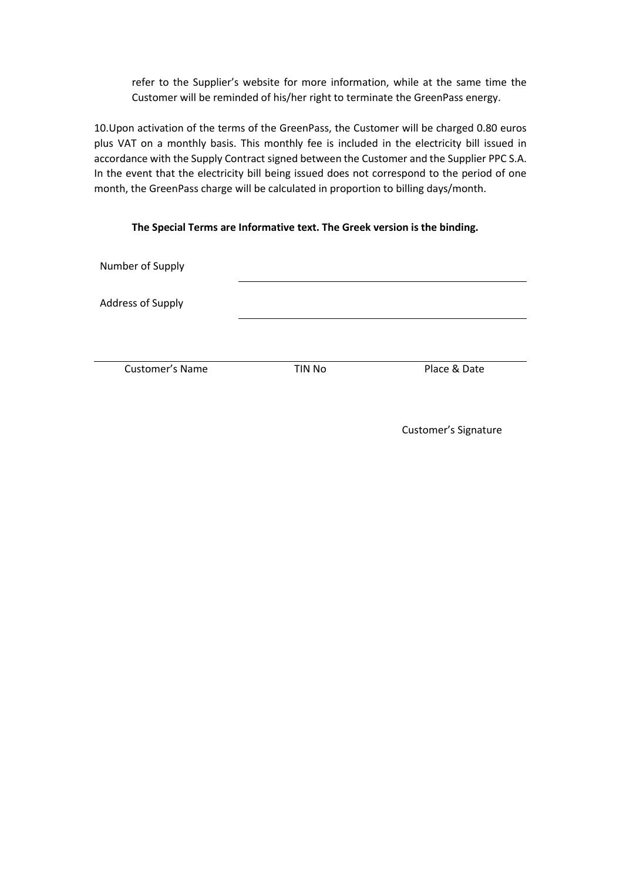refer to the Supplier's website for more information, while at the same time the Customer will be reminded of his/her right to terminate the GreenPass energy.

10.Upon activation of the terms of the GreenPass, the Customer will be charged 0.80 euros plus VAT on a monthly basis. This monthly fee is included in the electricity bill issued in accordance with the Supply Contract signed between the Customer and the Supplier PPC S.A. In the event that the electricity bill being issued does not correspond to the period of one month, the GreenPass charge will be calculated in proportion to billing days/month.

**The Special Terms are Informative text. The Greek version is the binding.**

Number of Supply \_\_\_\_\_\_\_\_\_\_\_\_\_\_\_\_\_\_\_\_\_\_\_\_\_\_\_\_\_\_\_\_

Address of Supply \_\_\_\_\_\_\_\_\_\_\_\_\_\_\_\_\_\_\_\_\_\_\_\_\_\_\_\_\_\_\_\_

| Customer's Name | TIN No | Place & Date |
|---|---|---|

Customer's Signature